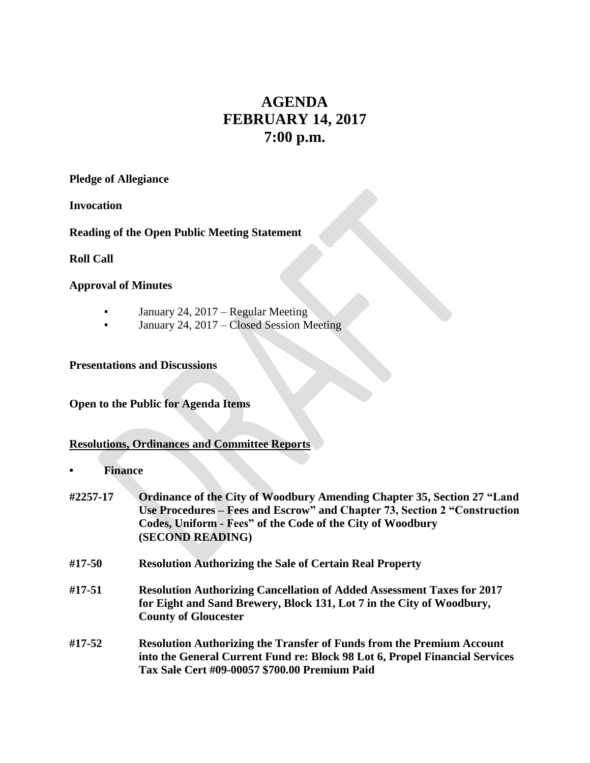# AGENDA
# FEBRUARY 14, 2017
# 7:00 p.m.

**Pledge of Allegiance**

**Invocation**

**Reading of the Open Public Meeting Statement**

**Roll Call**

**Approval of Minutes**

- January 24, 2017 – Regular Meeting
- January 24, 2017 – Closed Session Meeting

**Presentations and Discussions**

**Open to the Public for Agenda Items**

**<u>Resolutions, Ordinances and Committee Reports</u>**

- **Finance**

**#2257-17** **Ordinance of the City of Woodbury Amending Chapter 35, Section 27 "Land Use Procedures – Fees and Escrow" and Chapter 73, Section 2 "Construction Codes, Uniform - Fees" of the Code of the City of Woodbury (SECOND READING)**

**#17-50** **Resolution Authorizing the Sale of Certain Real Property**

**#17-51** **Resolution Authorizing Cancellation of Added Assessment Taxes for 2017 for Eight and Sand Brewery, Block 131, Lot 7 in the City of Woodbury, County of Gloucester**

**#17-52** **Resolution Authorizing the Transfer of Funds from the Premium Account into the General Current Fund re: Block 98 Lot 6, Propel Financial Services Tax Sale Cert #09-00057 $700.00 Premium Paid**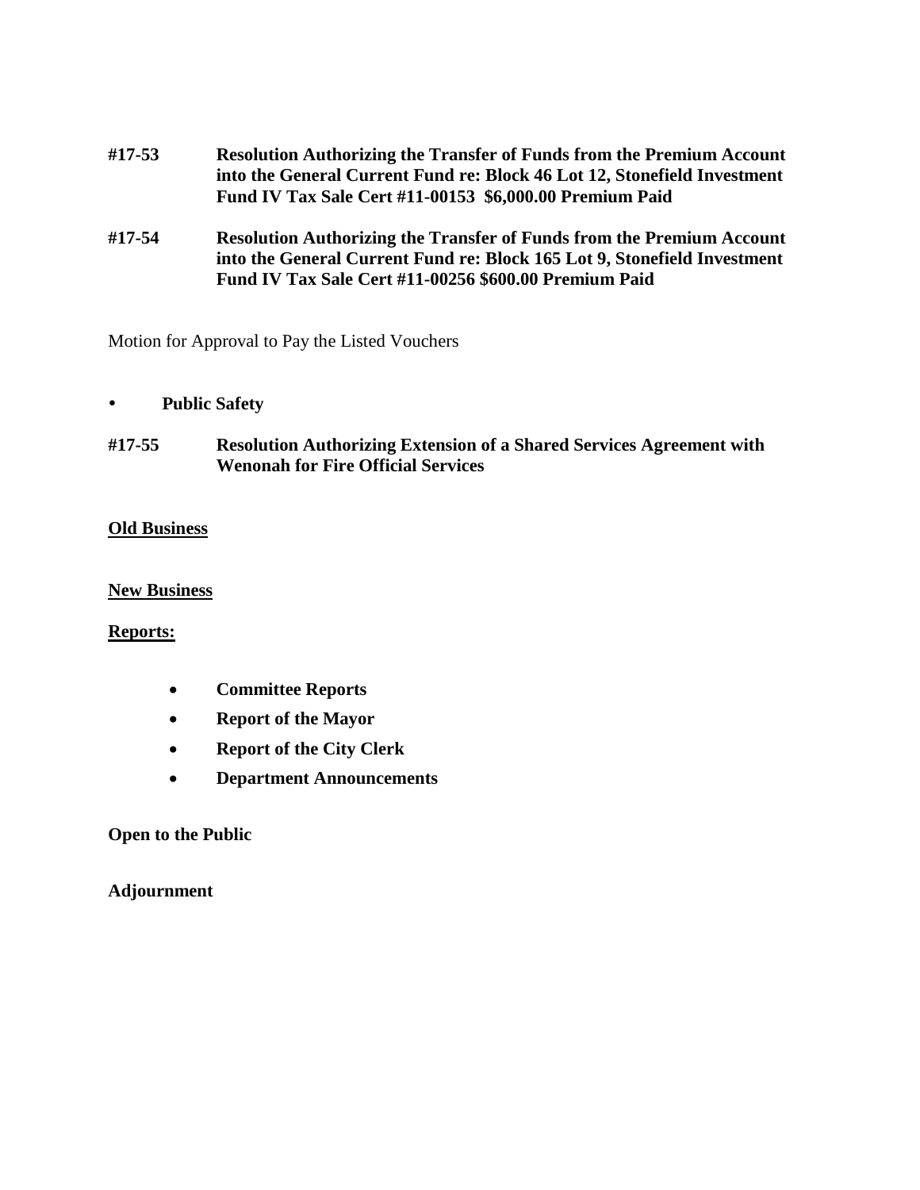**#17-53 Resolution Authorizing the Transfer of Funds from the Premium Account into the General Current Fund re: Block 46 Lot 12, Stonefield Investment Fund IV Tax Sale Cert #11-00153 $6,000.00 Premium Paid**

**#17-54 Resolution Authorizing the Transfer of Funds from the Premium Account into the General Current Fund re: Block 165 Lot 9, Stonefield Investment Fund IV Tax Sale Cert #11-00256 $600.00 Premium Paid**

Motion for Approval to Pay the Listed Vouchers

- **Public Safety**

**#17-55 Resolution Authorizing Extension of a Shared Services Agreement with Wenonah for Fire Official Services**

**Old Business**

**New Business**

**Reports:**

- **Committee Reports**
- **Report of the Mayor**
- **Report of the City Clerk**
- **Department Announcements**

**Open to the Public**

**Adjournment**